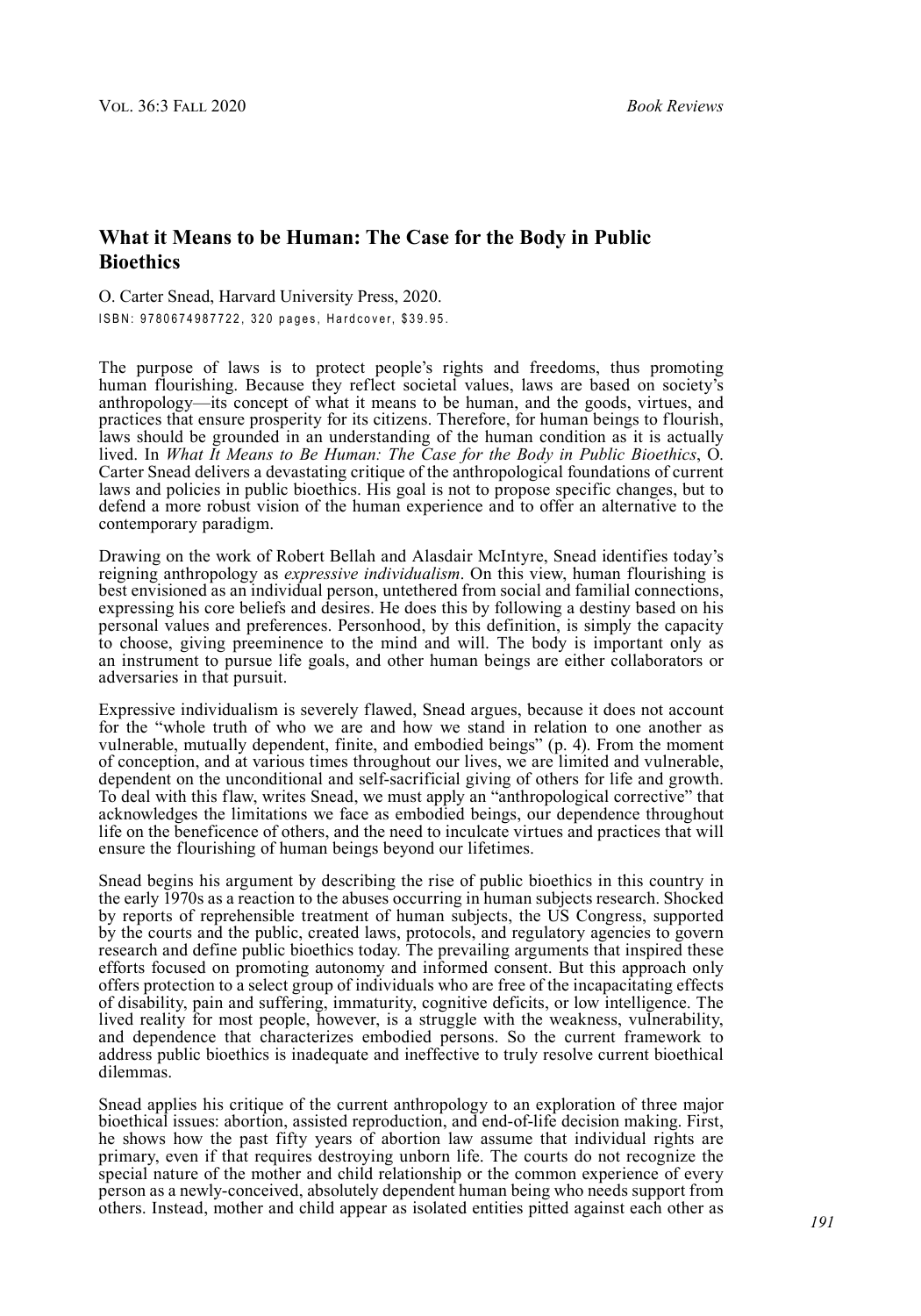## What it Means to be Human: The Case for the Body in Public Bioethics

O. Carter Snead, Harvard University Press, 2020.

ISBN: 9780674987722, 320 pages, Hardcover, $39.95.

The purpose of laws is to protect people's rights and freedoms, thus promoting human flourishing. Because they reflect societal values, laws are based on society's anthropology—its concept of what it means to be human, and the goods, virtues, and practices that ensure prosperity for its citizens. Therefore, for human beings to flourish, laws should be grounded in an understanding of the human condition as it is actually lived. In *What It Means to Be Human: The Case for the Body in Public Bioethics*, O. Carter Snead delivers a devastating critique of the anthropological foundations of current laws and policies in public bioethics. His goal is not to propose specific changes, but to defend a more robust vision of the human experience and to offer an alternative to the contemporary paradigm.

Drawing on the work of Robert Bellah and Alasdair McIntyre, Snead identifies today's reigning anthropology as *expressive individualism*. On this view, human flourishing is best envisioned as an individual person, untethered from social and familial connections, expressing his core beliefs and desires. He does this by following a destiny based on his personal values and preferences. Personhood, by this definition, is simply the capacity to choose, giving preeminence to the mind and will. The body is important only as an instrument to pursue life goals, and other human beings are either collaborators or adversaries in that pursuit.

Expressive individualism is severely flawed, Snead argues, because it does not account for the "whole truth of who we are and how we stand in relation to one another as vulnerable, mutually dependent, finite, and embodied beings" (p. 4). From the moment of conception, and at various times throughout our lives, we are limited and vulnerable, dependent on the unconditional and self-sacrificial giving of others for life and growth. To deal with this flaw, writes Snead, we must apply an "anthropological corrective" that acknowledges the limitations we face as embodied beings, our dependence throughout life on the beneficence of others, and the need to inculcate virtues and practices that will ensure the flourishing of human beings beyond our lifetimes.

Snead begins his argument by describing the rise of public bioethics in this country in the early 1970s as a reaction to the abuses occurring in human subjects research. Shocked by reports of reprehensible treatment of human subjects, the US Congress, supported by the courts and the public, created laws, protocols, and regulatory agencies to govern research and define public bioethics today. The prevailing arguments that inspired these efforts focused on promoting autonomy and informed consent. But this approach only offers protection to a select group of individuals who are free of the incapacitating effects of disability, pain and suffering, immaturity, cognitive deficits, or low intelligence. The lived reality for most people, however, is a struggle with the weakness, vulnerability, and dependence that characterizes embodied persons. So the current framework to address public bioethics is inadequate and ineffective to truly resolve current bioethical dilemmas.

Snead applies his critique of the current anthropology to an exploration of three major bioethical issues: abortion, assisted reproduction, and end-of-life decision making. First, he shows how the past fifty years of abortion law assume that individual rights are primary, even if that requires destroying unborn life. The courts do not recognize the special nature of the mother and child relationship or the common experience of every person as a newly-conceived, absolutely dependent human being who needs support from others. Instead, mother and child appear as isolated entities pitted against each other as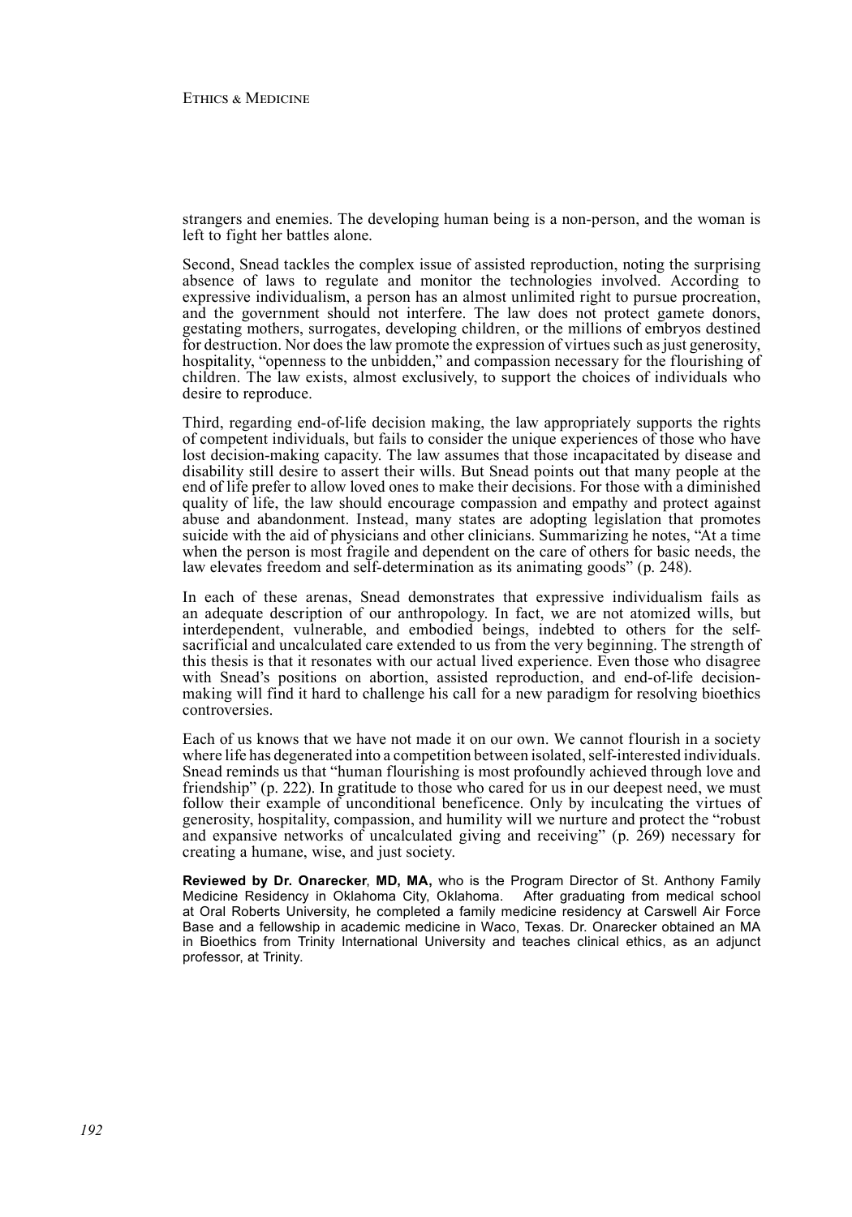strangers and enemies. The developing human being is a non-person, and the woman is left to fight her battles alone.

Second, Snead tackles the complex issue of assisted reproduction, noting the surprising absence of laws to regulate and monitor the technologies involved. According to expressive individualism, a person has an almost unlimited right to pursue procreation, and the government should not interfere. The law does not protect gamete donors, gestating mothers, surrogates, developing children, or the millions of embryos destined for destruction. Nor does the law promote the expression of virtues such as just generosity, hospitality, "openness to the unbidden," and compassion necessary for the flourishing of children. The law exists, almost exclusively, to support the choices of individuals who desire to reproduce.

Third, regarding end-of-life decision making, the law appropriately supports the rights of competent individuals, but fails to consider the unique experiences of those who have lost decision-making capacity. The law assumes that those incapacitated by disease and disability still desire to assert their wills. But Snead points out that many people at the end of life prefer to allow loved ones to make their decisions. For those with a diminished quality of life, the law should encourage compassion and empathy and protect against abuse and abandonment. Instead, many states are adopting legislation that promotes suicide with the aid of physicians and other clinicians. Summarizing he notes, "At a time when the person is most fragile and dependent on the care of others for basic needs, the law elevates freedom and self-determination as its animating goods" (p. 248).

In each of these arenas, Snead demonstrates that expressive individualism fails as an adequate description of our anthropology. In fact, we are not atomized wills, but interdependent, vulnerable, and embodied beings, indebted to others for the self-sacrificial and uncalculated care extended to us from the very beginning. The strength of this thesis is that it resonates with our actual lived experience. Even those who disagree with Snead's positions on abortion, assisted reproduction, and end-of-life decision-making will find it hard to challenge his call for a new paradigm for resolving bioethics controversies.

Each of us knows that we have not made it on our own. We cannot flourish in a society where life has degenerated into a competition between isolated, self-interested individuals. Snead reminds us that "human flourishing is most profoundly achieved through love and friendship" (p. 222). In gratitude to those who cared for us in our deepest need, we must follow their example of unconditional beneficence. Only by inculcating the virtues of generosity, hospitality, compassion, and humility will we nurture and protect the "robust and expansive networks of uncalculated giving and receiving" (p. 269) necessary for creating a humane, wise, and just society.

**Reviewed by Dr. Onarecker**, **MD, MA,** who is the Program Director of St. Anthony Family Medicine Residency in Oklahoma City, Oklahoma. After graduating from medical school at Oral Roberts University, he completed a family medicine residency at Carswell Air Force Base and a fellowship in academic medicine in Waco, Texas. Dr. Onarecker obtained an MA in Bioethics from Trinity International University and teaches clinical ethics, as an adjunct professor, at Trinity.